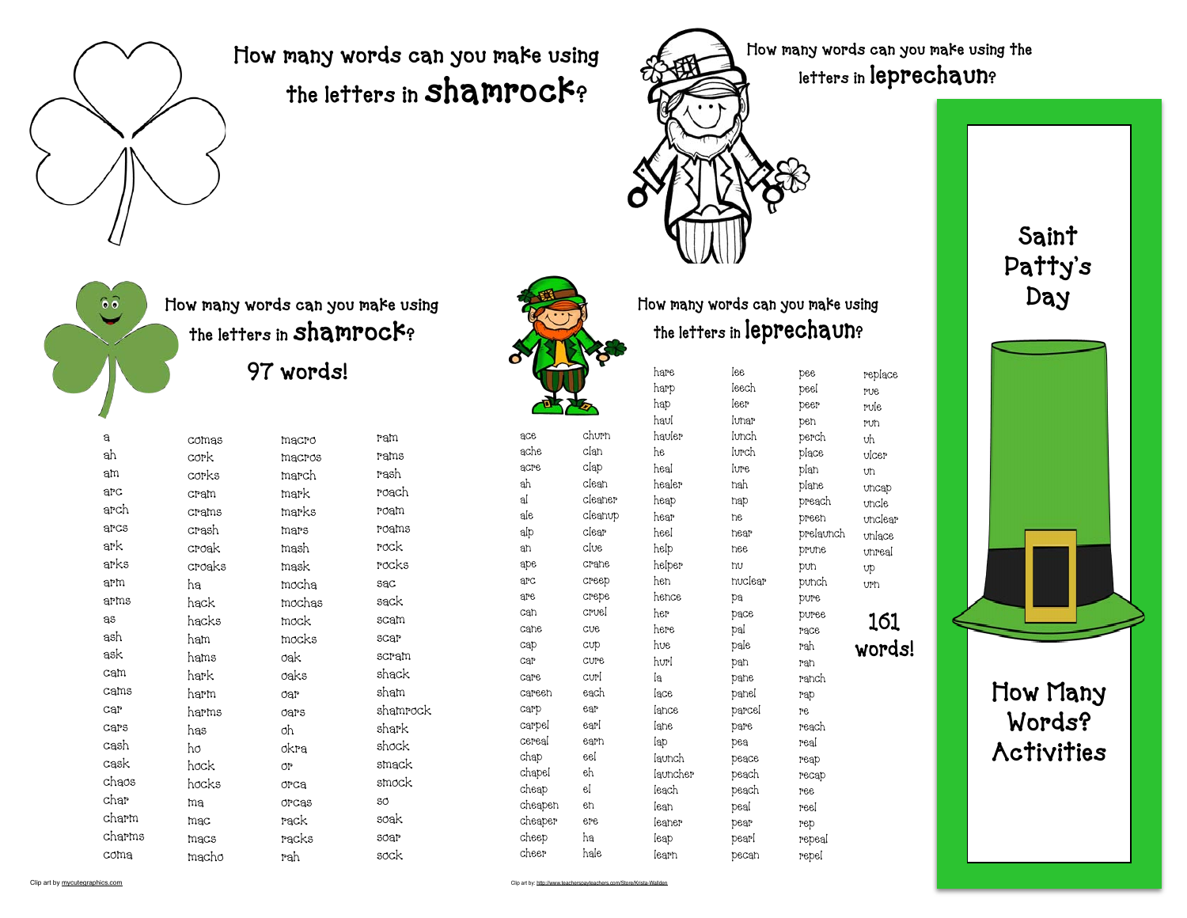How many words can you make using the letters in **shamrock**?

How many words can you make using the letters in **leprechaun**?

# Saint Patty's Day

# How Many Words? Activities

## How many words can you make using the letters in shamrock?

### 97 words!

a
ah
am
arc
arch
arcs
ark
arks
arm
arms
as
ash
ask
cam
cams
car
cars
cash
cask
chaos
char
charm
charms
coma
comas
cork
corks
cram
crams
crash
croak
croaks
ha
hack
hacks
ham
hams
hark
harm
harms
has
ho
hock
hocks
ma
mac
macs
macho
macro
macros
march
mark
marks
mars
mash
mask
mocha
mochas
mock
mocks
oak
oaks
oar
oars
oh
okra
or
orca
orcas
rack
racks
rah
ram
rams
rash
roach
roam
roams
rock
rocks
sac
sack
scam
scar
scram
shack
sham
shamrock
shark
shock
smack
smock
so
soak
soar
sock

Clip art by mycutegraphics.com

## How many words can you make using the letters in leprechaun?

### 161 words!

ace
ache
acre
ah
al
ale
alp
an
ape
arc
are
can
cane
cap
car
care
careen
carp
carpel
cereal
chap
chapel
cheap
cheapen
cheaper
cheep
cheer
churn
clan
clap
clean
cleaner
cleanup
clear
clue
crane
creep
crepe
cruel
cue
cup
cure
curl
each
ear
earl
earn
eel
eh
el
en
ere
ha
hale
hare
harp
hap
haul
hauler
he
heal
healer
heap
hear
heel
help
helper
hen
hence
her
here
hue
hurl
la
lace
lance
lane
lap
launch
launcher
leach
lean
leaner
leap
learn
lee
leech
leer
lunar
lunch
lurch
lure
nah
nap
ne
near
nee
nu
nuclear
pa
pace
pal
pale
pan
pane
panel
parcel
pare
pea
peace
peach
peach
peal
pear
pearl
pecan
pee
peel
peer
pen
perch
place
plan
plane
preach
preen
prelaunch
prune
pun
punch
pure
puree
race
rah
ran
ranch
rap
re
reach
real
reap
recap
ree
reel
rep
repeal
repel
replace
rue
rule
run
uh
ulcer
un
uncap
uncle
unclear
unlace
unreal
up
urn

Clip art by: http://www.teacherspayteachers.com/Store/Krista-Wallden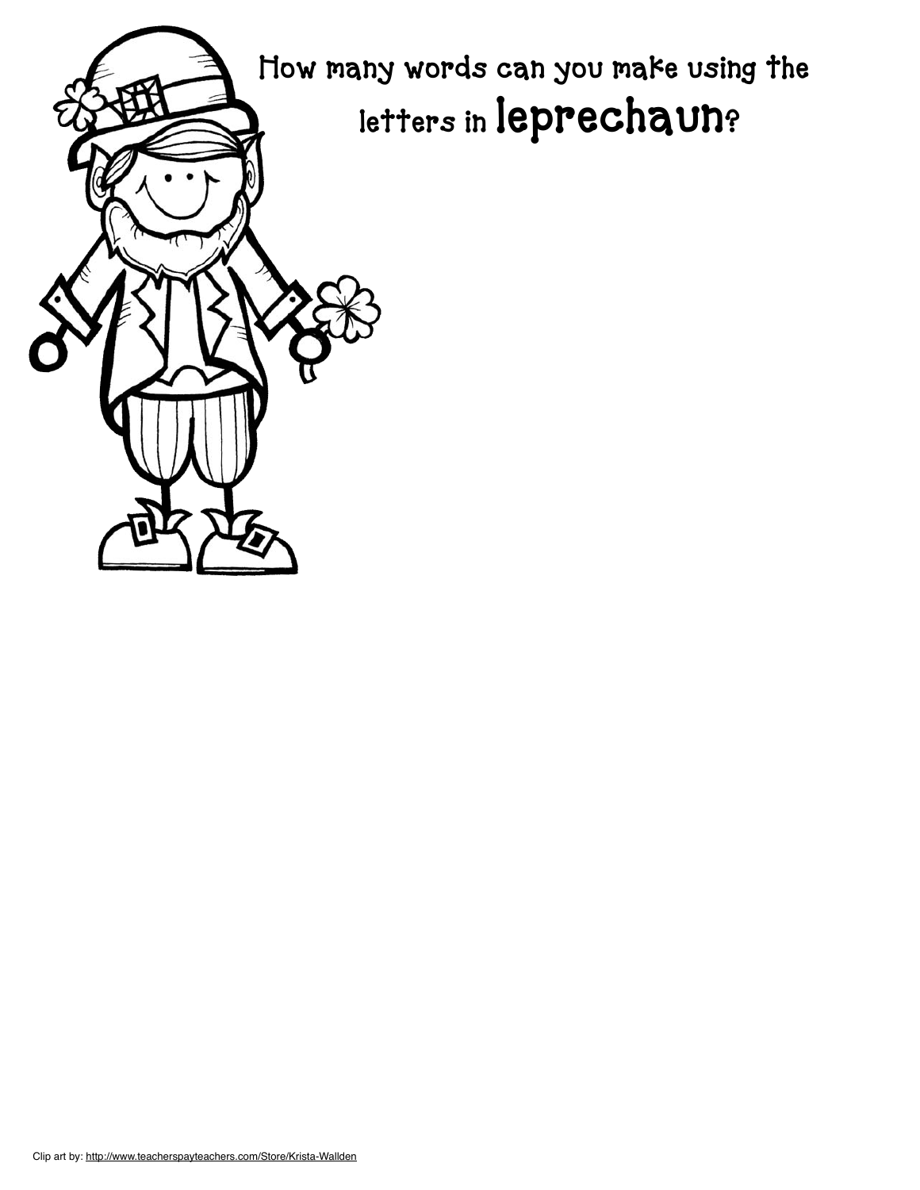How many words can you make using the letters in **leprechaun**?

Clip art by: http://www.teacherspayteachers.com/Store/Krista-Wallden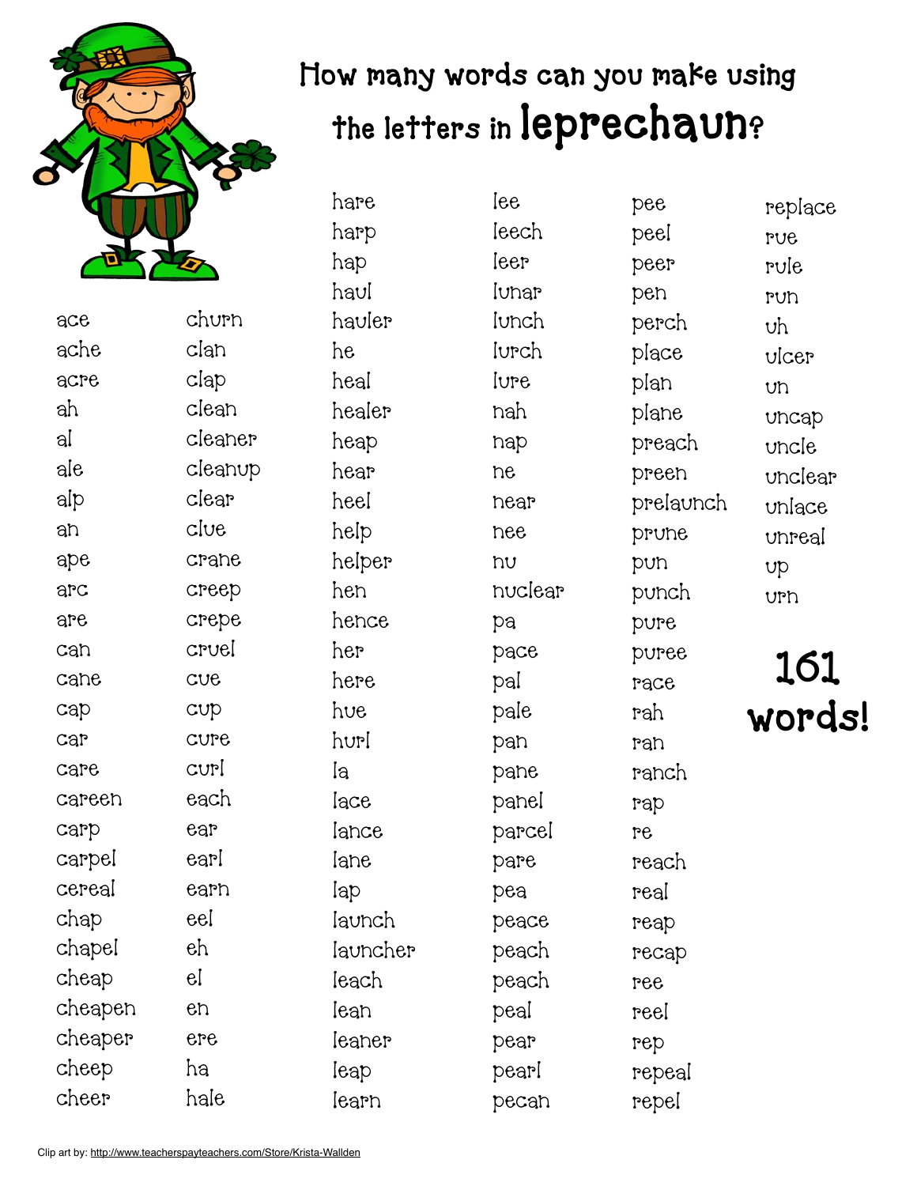# How many words can you make using the letters in leprechaun?

ace
ache
acre
ah
al
ale
alp
an
ape
arc
are
can
cane
cap
car
care
careen
carp
carpel
cereal
chap
chapel
cheap
cheapen
cheaper
cheep
cheer
churn
clan
clap
clean
cleaner
cleanup
clear
clue
crane
creep
crepe
cruel
cue
cup
cure
curl
each
ear
earl
earn
eel
eh
el
en
ere
ha
hale
hare
harp
hap
haul
hauler
he
heal
healer
heap
hear
heel
help
helper
hen
hence
her
here
hue
hurl
la
lace
lance
lane
lap
launch
launcher
leach
lean
leaner
leap
learn
lee
leech
leer
lunar
lunch
lurch
lure
nah
nap
ne
near
nee
nu
nuclear
pa
pace
pal
pale
pan
pane
panel
parcel
pare
pea
peace
peach
peach
peal
pear
pearl
pecan
pee
peel
peer
pen
perch
place
plan
plane
preach
preen
prelaunch
prune
pun
punch
pure
puree
race
rah
ran
ranch
rap
re
reach
real
reap
recap
ree
reel
rep
repeal
repel
replace
rue
rule
run
uh
ulcer
un
uncap
uncle
unclear
unlace
unreal
up
urn

**161 words!**

Clip art by: http://www.teacherspayteachers.com/Store/Krista-Wallden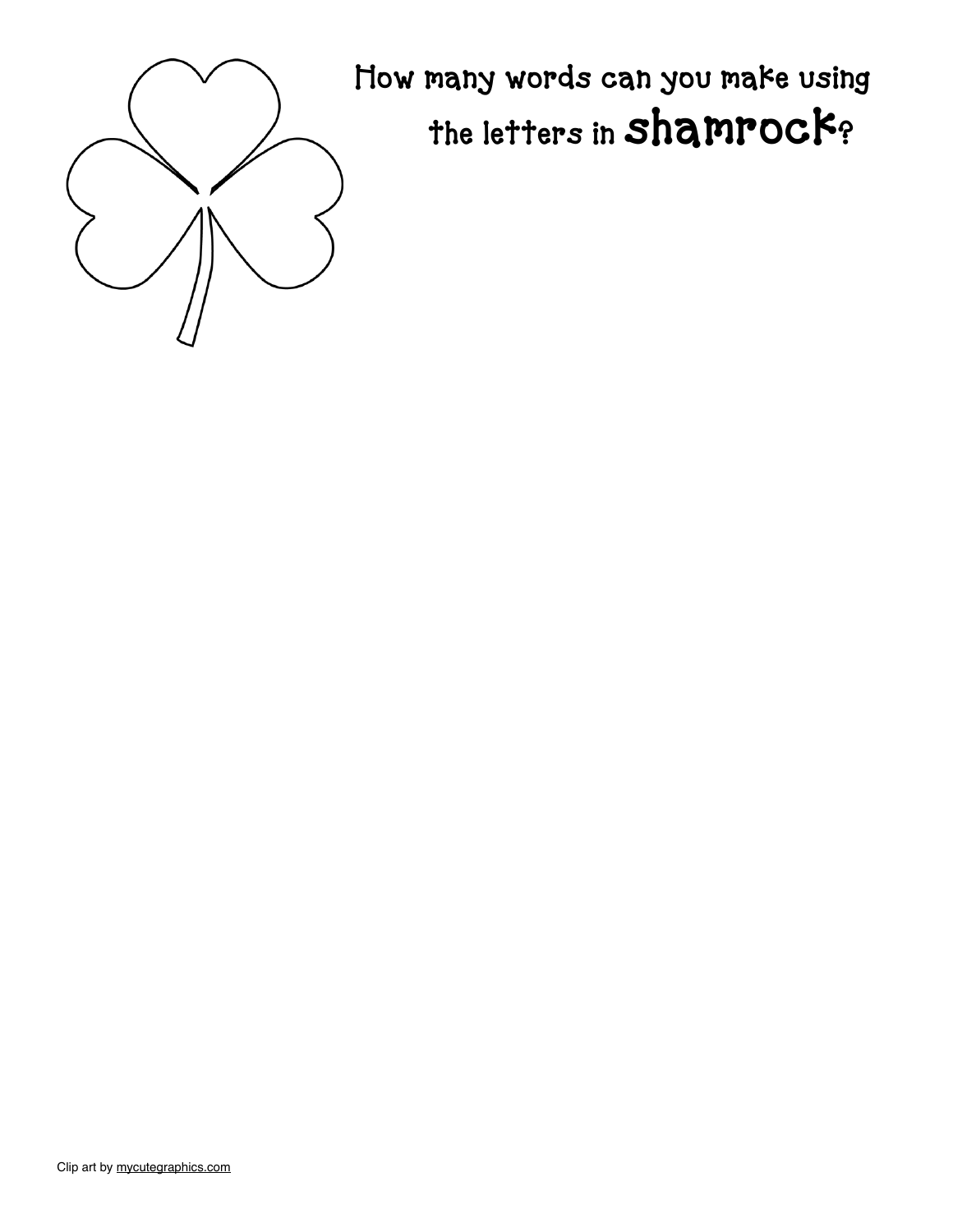How many words can you make using the letters in **shamrock**?

Clip art by mycutegraphics.com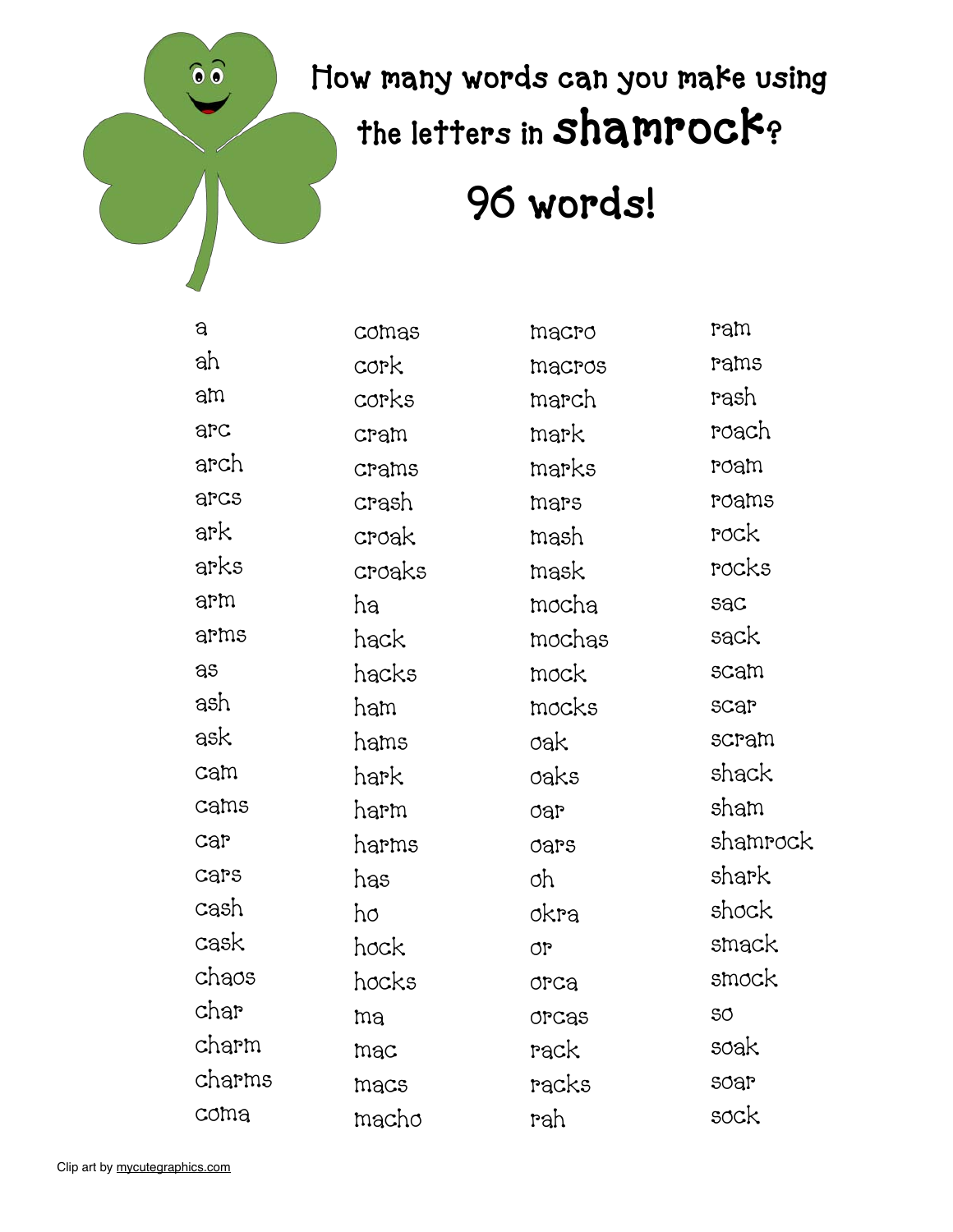# How many words can you make using the letters in **shamrock**?

## 96 words!

a
ah
am
arc
arch
arcs
ark
arks
arm
arms
as
ash
ask
cam
cams
car
cars
cash
cask
chaos
char
charm
charms
coma
comas
cork
corks
cram
crams
crash
croak
croaks
ha
hack
hacks
ham
hams
hark
harm
harms
has
ho
hock
hocks
ma
mac
macs
macho
macro
macros
march
mark
marks
mars
mash
mask
mocha
mochas
mock
mocks
oak
oaks
oar
oars
oh
okra
or
orca
orcas
rack
racks
rah
ram
rams
rash
roach
roam
roams
rock
rocks
sac
sack
scam
scar
scram
shack
sham
shamrock
shark
shock
smack
smock
so
soak
soar
sock

Clip art by mycutegraphics.com